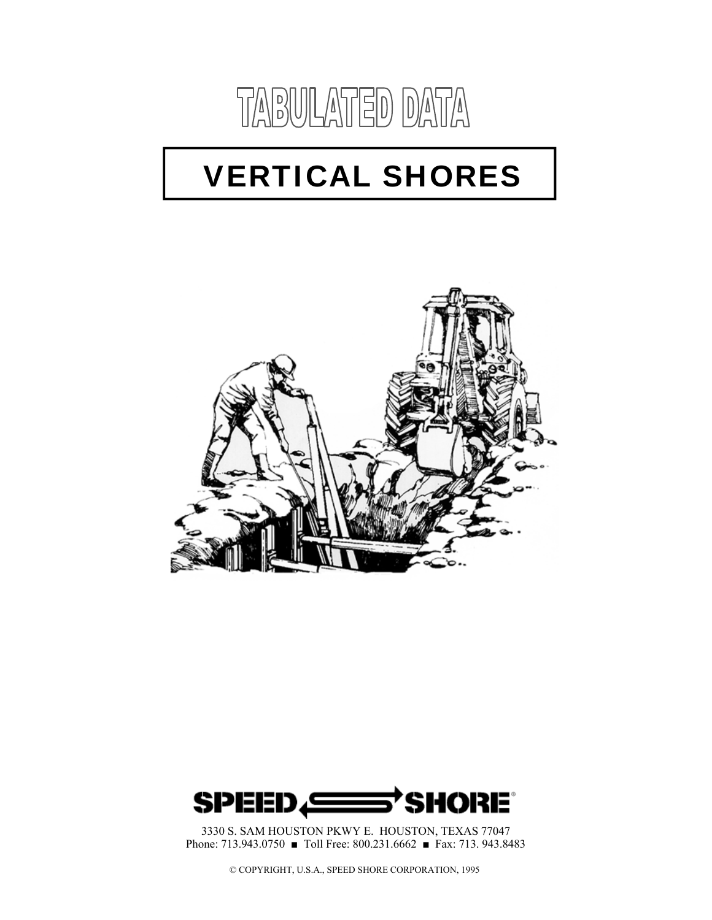# TABULATED DATA

## VERTICAL SHORES

SPEED SHORE®

3330 S. SAM HOUSTON PKWY E. HOUSTON, TEXAS 77047
Phone: 713.943.0750 ■ Toll Free: 800.231.6662 ■ Fax: 713. 943.8483

© COPYRIGHT, U.S.A., SPEED SHORE CORPORATION, 1995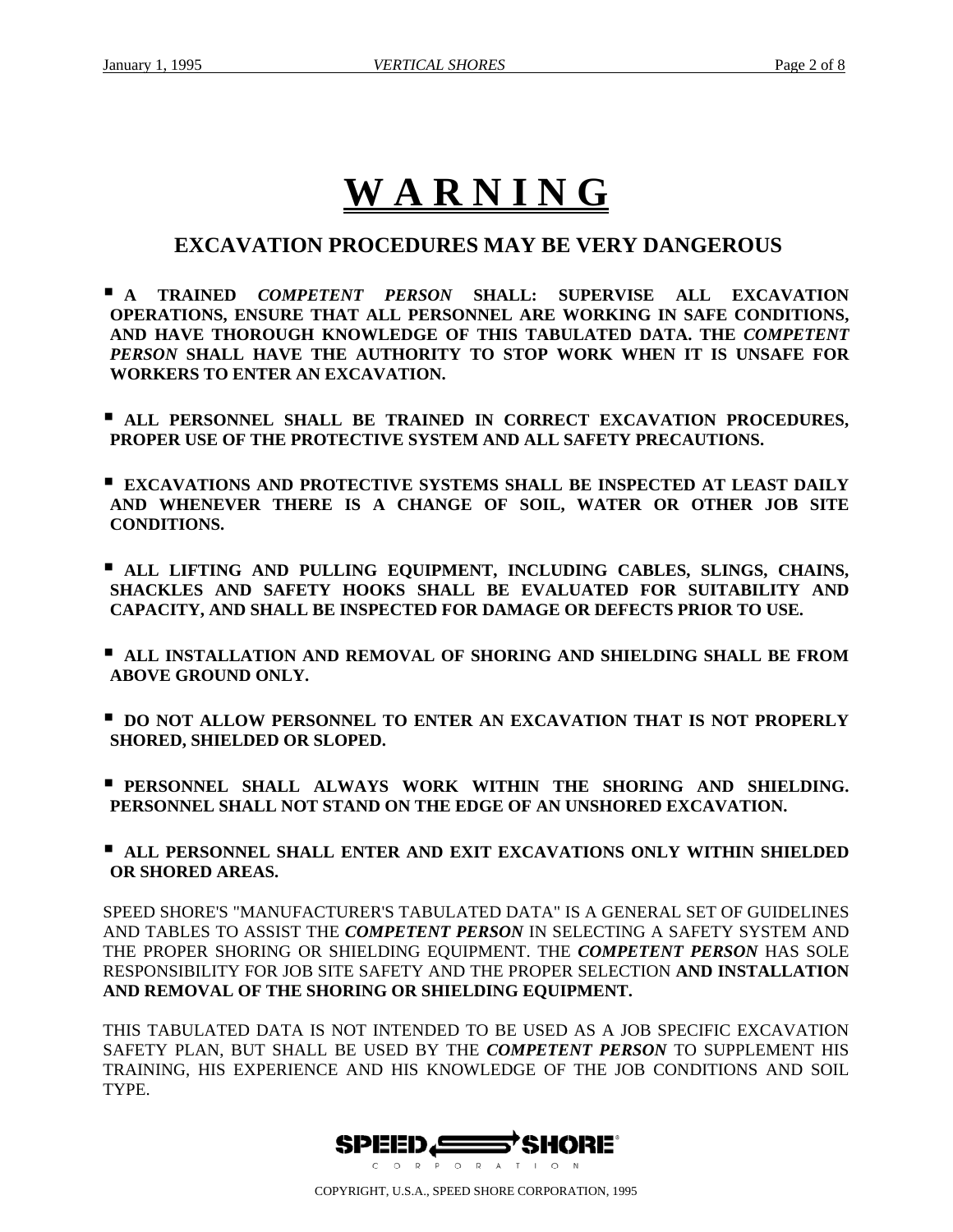# WARNING

## EXCAVATION PROCEDURES MAY BE VERY DANGEROUS

- **A TRAINED *COMPETENT PERSON* SHALL: SUPERVISE ALL EXCAVATION OPERATIONS, ENSURE THAT ALL PERSONNEL ARE WORKING IN SAFE CONDITIONS, AND HAVE THOROUGH KNOWLEDGE OF THIS TABULATED DATA. THE *COMPETENT PERSON* SHALL HAVE THE AUTHORITY TO STOP WORK WHEN IT IS UNSAFE FOR WORKERS TO ENTER AN EXCAVATION.**

- **ALL PERSONNEL SHALL BE TRAINED IN CORRECT EXCAVATION PROCEDURES, PROPER USE OF THE PROTECTIVE SYSTEM AND ALL SAFETY PRECAUTIONS.**

- **EXCAVATIONS AND PROTECTIVE SYSTEMS SHALL BE INSPECTED AT LEAST DAILY AND WHENEVER THERE IS A CHANGE OF SOIL, WATER OR OTHER JOB SITE CONDITIONS.**

- **ALL LIFTING AND PULLING EQUIPMENT, INCLUDING CABLES, SLINGS, CHAINS, SHACKLES AND SAFETY HOOKS SHALL BE EVALUATED FOR SUITABILITY AND CAPACITY, AND SHALL BE INSPECTED FOR DAMAGE OR DEFECTS PRIOR TO USE.**

- **ALL INSTALLATION AND REMOVAL OF SHORING AND SHIELDING SHALL BE FROM ABOVE GROUND ONLY.**

- **DO NOT ALLOW PERSONNEL TO ENTER AN EXCAVATION THAT IS NOT PROPERLY SHORED, SHIELDED OR SLOPED.**

- **PERSONNEL SHALL ALWAYS WORK WITHIN THE SHORING AND SHIELDING. PERSONNEL SHALL NOT STAND ON THE EDGE OF AN UNSHORED EXCAVATION.**

- **ALL PERSONNEL SHALL ENTER AND EXIT EXCAVATIONS ONLY WITHIN SHIELDED OR SHORED AREAS.**

SPEED SHORE'S "MANUFACTURER'S TABULATED DATA" IS A GENERAL SET OF GUIDELINES AND TABLES TO ASSIST THE ***COMPETENT PERSON*** IN SELECTING A SAFETY SYSTEM AND THE PROPER SHORING OR SHIELDING EQUIPMENT. THE ***COMPETENT PERSON*** HAS SOLE RESPONSIBILITY FOR JOB SITE SAFETY AND THE PROPER SELECTION **AND INSTALLATION AND REMOVAL OF THE SHORING OR SHIELDING EQUIPMENT.**

THIS TABULATED DATA IS NOT INTENDED TO BE USED AS A JOB SPECIFIC EXCAVATION SAFETY PLAN, BUT SHALL BE USED BY THE ***COMPETENT PERSON*** TO SUPPLEMENT HIS TRAINING, HIS EXPERIENCE AND HIS KNOWLEDGE OF THE JOB CONDITIONS AND SOIL TYPE.

SPEED SHORE CORPORATION

COPYRIGHT, U.S.A., SPEED SHORE CORPORATION, 1995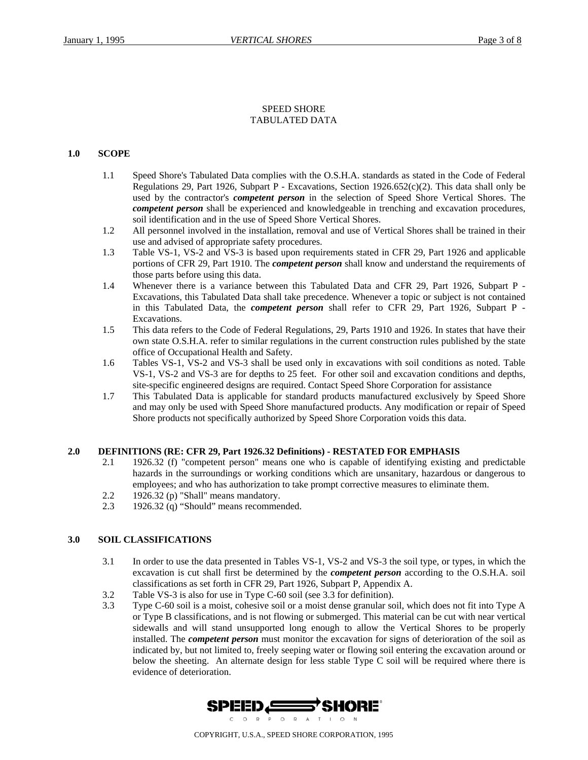SPEED SHORE
TABULATED DATA

## 1.0 SCOPE

1.1 Speed Shore's Tabulated Data complies with the O.S.H.A. standards as stated in the Code of Federal Regulations 29, Part 1926, Subpart P - Excavations, Section 1926.652(c)(2). This data shall only be used by the contractor's ***competent person*** in the selection of Speed Shore Vertical Shores. The ***competent person*** shall be experienced and knowledgeable in trenching and excavation procedures, soil identification and in the use of Speed Shore Vertical Shores.

1.2 All personnel involved in the installation, removal and use of Vertical Shores shall be trained in their use and advised of appropriate safety procedures.

1.3 Table VS-1, VS-2 and VS-3 is based upon requirements stated in CFR 29, Part 1926 and applicable portions of CFR 29, Part 1910. The ***competent person*** shall know and understand the requirements of those parts before using this data.

1.4 Whenever there is a variance between this Tabulated Data and CFR 29, Part 1926, Subpart P - Excavations, this Tabulated Data shall take precedence. Whenever a topic or subject is not contained in this Tabulated Data, the ***competent person*** shall refer to CFR 29, Part 1926, Subpart P - Excavations.

1.5 This data refers to the Code of Federal Regulations, 29, Parts 1910 and 1926. In states that have their own state O.S.H.A. refer to similar regulations in the current construction rules published by the state office of Occupational Health and Safety.

1.6 Tables VS-1, VS-2 and VS-3 shall be used only in excavations with soil conditions as noted. Table VS-1, VS-2 and VS-3 are for depths to 25 feet. For other soil and excavation conditions and depths, site-specific engineered designs are required. Contact Speed Shore Corporation for assistance

1.7 This Tabulated Data is applicable for standard products manufactured exclusively by Speed Shore and may only be used with Speed Shore manufactured products. Any modification or repair of Speed Shore products not specifically authorized by Speed Shore Corporation voids this data.

## 2.0 DEFINITIONS (RE: CFR 29, Part 1926.32 Definitions) - RESTATED FOR EMPHASIS

2.1 1926.32 (f) "competent person" means one who is capable of identifying existing and predictable hazards in the surroundings or working conditions which are unsanitary, hazardous or dangerous to employees; and who has authorization to take prompt corrective measures to eliminate them.

2.2 1926.32 (p) "Shall" means mandatory.

2.3 1926.32 (q) "Should" means recommended.

## 3.0 SOIL CLASSIFICATIONS

3.1 In order to use the data presented in Tables VS-1, VS-2 and VS-3 the soil type, or types, in which the excavation is cut shall first be determined by the ***competent person*** according to the O.S.H.A. soil classifications as set forth in CFR 29, Part 1926, Subpart P, Appendix A.

3.2 Table VS-3 is also for use in Type C-60 soil (see 3.3 for definition).

3.3 Type C-60 soil is a moist, cohesive soil or a moist dense granular soil, which does not fit into Type A or Type B classifications, and is not flowing or submerged. This material can be cut with near vertical sidewalls and will stand unsupported long enough to allow the Vertical Shores to be properly installed. The ***competent person*** must monitor the excavation for signs of deterioration of the soil as indicated by, but not limited to, freely seeping water or flowing soil entering the excavation around or below the sheeting. An alternate design for less stable Type C soil will be required where there is evidence of deterioration.

SPEED SHORE CORPORATION

COPYRIGHT, U.S.A., SPEED SHORE CORPORATION, 1995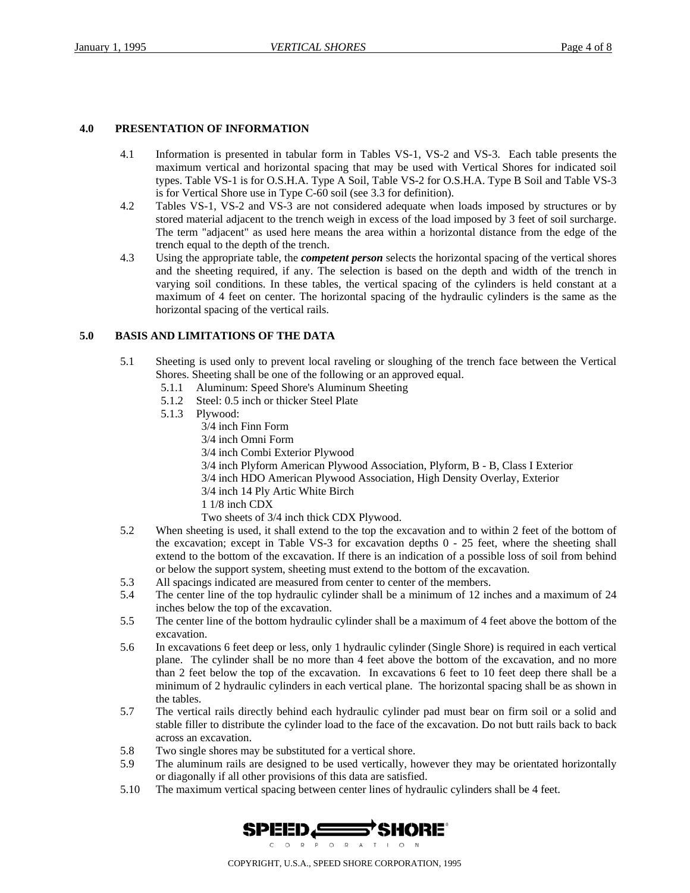## 4.0 PRESENTATION OF INFORMATION

4.1 Information is presented in tabular form in Tables VS-1, VS-2 and VS-3. Each table presents the maximum vertical and horizontal spacing that may be used with Vertical Shores for indicated soil types. Table VS-1 is for O.S.H.A. Type A Soil, Table VS-2 for O.S.H.A. Type B Soil and Table VS-3 is for Vertical Shore use in Type C-60 soil (see 3.3 for definition).

4.2 Tables VS-1, VS-2 and VS-3 are not considered adequate when loads imposed by structures or by stored material adjacent to the trench weigh in excess of the load imposed by 3 feet of soil surcharge. The term "adjacent" as used here means the area within a horizontal distance from the edge of the trench equal to the depth of the trench.

4.3 Using the appropriate table, the ***competent person*** selects the horizontal spacing of the vertical shores and the sheeting required, if any. The selection is based on the depth and width of the trench in varying soil conditions. In these tables, the vertical spacing of the cylinders is held constant at a maximum of 4 feet on center. The horizontal spacing of the hydraulic cylinders is the same as the horizontal spacing of the vertical rails.

## 5.0 BASIS AND LIMITATIONS OF THE DATA

5.1 Sheeting is used only to prevent local raveling or sloughing of the trench face between the Vertical Shores. Sheeting shall be one of the following or an approved equal.

- 5.1.1 Aluminum: Speed Shore's Aluminum Sheeting
- 5.1.2 Steel: 0.5 inch or thicker Steel Plate
- 5.1.3 Plywood:
  - 3/4 inch Finn Form
  - 3/4 inch Omni Form
  - 3/4 inch Combi Exterior Plywood
  - 3/4 inch Plyform American Plywood Association, Plyform, B - B, Class I Exterior
  - 3/4 inch HDO American Plywood Association, High Density Overlay, Exterior
  - 3/4 inch 14 Ply Artic White Birch
  - 1 1/8 inch CDX
  - Two sheets of 3/4 inch thick CDX Plywood.

5.2 When sheeting is used, it shall extend to the top the excavation and to within 2 feet of the bottom of the excavation; except in Table VS-3 for excavation depths 0 - 25 feet, where the sheeting shall extend to the bottom of the excavation. If there is an indication of a possible loss of soil from behind or below the support system, sheeting must extend to the bottom of the excavation.

5.3 All spacings indicated are measured from center to center of the members.

5.4 The center line of the top hydraulic cylinder shall be a minimum of 12 inches and a maximum of 24 inches below the top of the excavation.

5.5 The center line of the bottom hydraulic cylinder shall be a maximum of 4 feet above the bottom of the excavation.

5.6 In excavations 6 feet deep or less, only 1 hydraulic cylinder (Single Shore) is required in each vertical plane. The cylinder shall be no more than 4 feet above the bottom of the excavation, and no more than 2 feet below the top of the excavation. In excavations 6 feet to 10 feet deep there shall be a minimum of 2 hydraulic cylinders in each vertical plane. The horizontal spacing shall be as shown in the tables.

5.7 The vertical rails directly behind each hydraulic cylinder pad must bear on firm soil or a solid and stable filler to distribute the cylinder load to the face of the excavation. Do not butt rails back to back across an excavation.

5.8 Two single shores may be substituted for a vertical shore.

5.9 The aluminum rails are designed to be used vertically, however they may be orientated horizontally or diagonally if all other provisions of this data are satisfied.

5.10 The maximum vertical spacing between center lines of hydraulic cylinders shall be 4 feet.

SPEED SHORE CORPORATION

COPYRIGHT, U.S.A., SPEED SHORE CORPORATION, 1995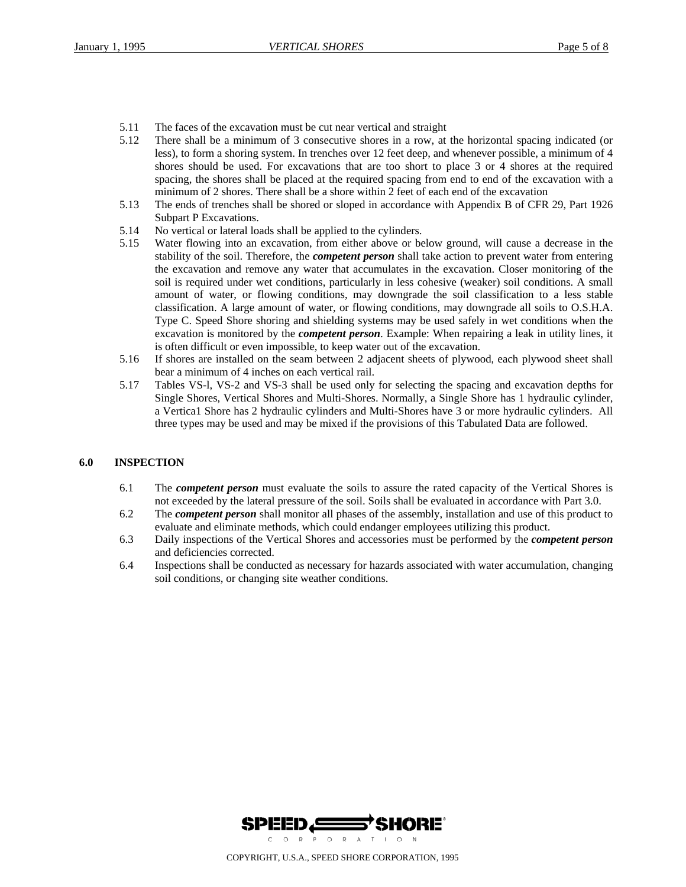5.11 The faces of the excavation must be cut near vertical and straight

5.12 There shall be a minimum of 3 consecutive shores in a row, at the horizontal spacing indicated (or less), to form a shoring system. In trenches over 12 feet deep, and whenever possible, a minimum of 4 shores should be used. For excavations that are too short to place 3 or 4 shores at the required spacing, the shores shall be placed at the required spacing from end to end of the excavation with a minimum of 2 shores. There shall be a shore within 2 feet of each end of the excavation

5.13 The ends of trenches shall be shored or sloped in accordance with Appendix B of CFR 29, Part 1926 Subpart P Excavations.

5.14 No vertical or lateral loads shall be applied to the cylinders.

5.15 Water flowing into an excavation, from either above or below ground, will cause a decrease in the stability of the soil. Therefore, the ***competent person*** shall take action to prevent water from entering the excavation and remove any water that accumulates in the excavation. Closer monitoring of the soil is required under wet conditions, particularly in less cohesive (weaker) soil conditions. A small amount of water, or flowing conditions, may downgrade the soil classification to a less stable classification. A large amount of water, or flowing conditions, may downgrade all soils to O.S.H.A. Type C. Speed Shore shoring and shielding systems may be used safely in wet conditions when the excavation is monitored by the ***competent person***. Example: When repairing a leak in utility lines, it is often difficult or even impossible, to keep water out of the excavation.

5.16 If shores are installed on the seam between 2 adjacent sheets of plywood, each plywood sheet shall bear a minimum of 4 inches on each vertical rail.

5.17 Tables VS-l, VS-2 and VS-3 shall be used only for selecting the spacing and excavation depths for Single Shores, Vertical Shores and Multi-Shores. Normally, a Single Shore has 1 hydraulic cylinder, a Vertica1 Shore has 2 hydraulic cylinders and Multi-Shores have 3 or more hydraulic cylinders. All three types may be used and may be mixed if the provisions of this Tabulated Data are followed.

## 6.0 INSPECTION

6.1 The ***competent person*** must evaluate the soils to assure the rated capacity of the Vertical Shores is not exceeded by the lateral pressure of the soil. Soils shall be evaluated in accordance with Part 3.0.

6.2 The ***competent person*** shall monitor all phases of the assembly, installation and use of this product to evaluate and eliminate methods, which could endanger employees utilizing this product.

6.3 Daily inspections of the Vertical Shores and accessories must be performed by the ***competent person*** and deficiencies corrected.

6.4 Inspections shall be conducted as necessary for hazards associated with water accumulation, changing soil conditions, or changing site weather conditions.

SPEED SHORE CORPORATION

COPYRIGHT, U.S.A., SPEED SHORE CORPORATION, 1995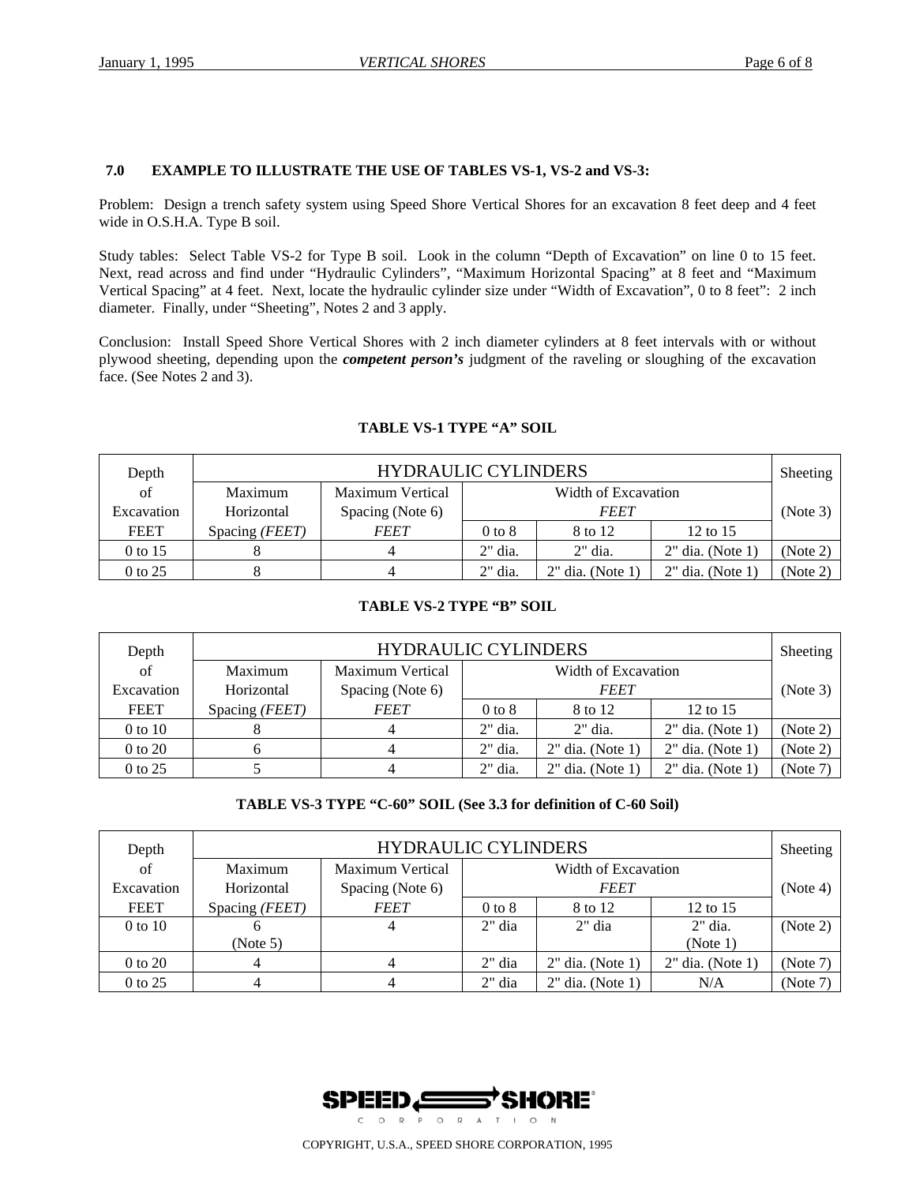## 7.0 EXAMPLE TO ILLUSTRATE THE USE OF TABLES VS-1, VS-2 and VS-3:

Problem: Design a trench safety system using Speed Shore Vertical Shores for an excavation 8 feet deep and 4 feet wide in O.S.H.A. Type B soil.

Study tables: Select Table VS-2 for Type B soil. Look in the column "Depth of Excavation" on line 0 to 15 feet. Next, read across and find under "Hydraulic Cylinders", "Maximum Horizontal Spacing" at 8 feet and "Maximum Vertical Spacing" at 4 feet. Next, locate the hydraulic cylinder size under "Width of Excavation", 0 to 8 feet": 2 inch diameter. Finally, under "Sheeting", Notes 2 and 3 apply.

Conclusion: Install Speed Shore Vertical Shores with 2 inch diameter cylinders at 8 feet intervals with or without plywood sheeting, depending upon the ***competent person's*** judgment of the raveling or sloughing of the excavation face. (See Notes 2 and 3).

**TABLE VS-1 TYPE "A" SOIL**

| Depth of Excavation FEET | HYDRAULIC CYLINDERS | | | | | Sheeting (Note 3) |
|---|---|---|---|---|---|---|
| | Maximum Horizontal Spacing *(FEET)* | Maximum Vertical Spacing (Note 6) *FEET* | Width of Excavation *FEET* | | | |
| | | | 0 to 8 | 8 to 12 | 12 to 15 | |
| 0 to 15 | 8 | 4 | 2" dia. | 2" dia. | 2" dia. (Note 1) | (Note 2) |
| 0 to 25 | 8 | 4 | 2" dia. | 2" dia. (Note 1) | 2" dia. (Note 1) | (Note 2) |

**TABLE VS-2 TYPE "B" SOIL**

| Depth of Excavation FEET | HYDRAULIC CYLINDERS | | | | | Sheeting (Note 3) |
|---|---|---|---|---|---|---|
| | Maximum Horizontal Spacing *(FEET)* | Maximum Vertical Spacing (Note 6) *FEET* | Width of Excavation *FEET* | | | |
| | | | 0 to 8 | 8 to 12 | 12 to 15 | |
| 0 to 10 | 8 | 4 | 2" dia. | 2" dia. | 2" dia. (Note 1) | (Note 2) |
| 0 to 20 | 6 | 4 | 2" dia. | 2" dia. (Note 1) | 2" dia. (Note 1) | (Note 2) |
| 0 to 25 | 5 | 4 | 2" dia. | 2" dia. (Note 1) | 2" dia. (Note 1) | (Note 7) |

**TABLE VS-3 TYPE "C-60" SOIL (See 3.3 for definition of C-60 Soil)**

| Depth of Excavation FEET | HYDRAULIC CYLINDERS | | | | | Sheeting (Note 4) |
|---|---|---|---|---|---|---|
| | Maximum Horizontal Spacing *(FEET)* | Maximum Vertical Spacing (Note 6) *FEET* | Width of Excavation *FEET* | | | |
| | | | 0 to 8 | 8 to 12 | 12 to 15 | |
| 0 to 10 | 6 (Note 5) | 4 | 2" dia | 2" dia | 2" dia. (Note 1) | (Note 2) |
| 0 to 20 | 4 | 4 | 2" dia | 2" dia. (Note 1) | 2" dia. (Note 1) | (Note 7) |
| 0 to 25 | 4 | 4 | 2" dia | 2" dia. (Note 1) | N/A | (Note 7) |

COPYRIGHT, U.S.A., SPEED SHORE CORPORATION, 1995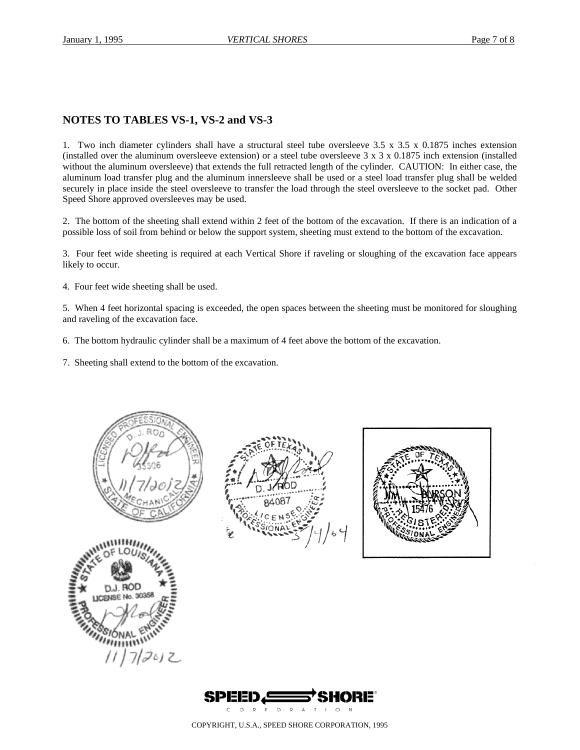## NOTES TO TABLES VS-1, VS-2 and VS-3

1. Two inch diameter cylinders shall have a structural steel tube oversleeve 3.5 x 3.5 x 0.1875 inches extension (installed over the aluminum oversleeve extension) or a steel tube oversleeve 3 x 3 x 0.1875 inch extension (installed without the aluminum oversleeve) that extends the full retracted length of the cylinder. CAUTION: In either case, the aluminum load transfer plug and the aluminum innersleeve shall be used or a steel load transfer plug shall be welded securely in place inside the steel oversleeve to transfer the load through the steel oversleeve to the socket pad. Other Speed Shore approved oversleeves may be used.

2. The bottom of the sheeting shall extend within 2 feet of the bottom of the excavation. If there is an indication of a possible loss of soil from behind or below the support system, sheeting must extend to the bottom of the excavation.

3. Four feet wide sheeting is required at each Vertical Shore if raveling or sloughing of the excavation face appears likely to occur.

4. Four feet wide sheeting shall be used.

5. When 4 feet horizontal spacing is exceeded, the open spaces between the sheeting must be monitored for sloughing and raveling of the excavation face.

6. The bottom hydraulic cylinder shall be a maximum of 4 feet above the bottom of the excavation.

7. Sheeting shall extend to the bottom of the excavation.

LICENSED PROFESSIONAL ENGINEER D. J. ROD 35506 MECHANICAL STATE OF CALIFORNIA 11/7/2012

STATE OF TEXAS D. J. ROD 84087 LICENSED PROFESSIONAL ENGINEER 5/4/04

STATE OF TEXAS JIM BURSON 15476 REGISTERED PROFESSIONAL ENGINEER

STATE OF LOUISIANA D.J. ROD LICENSE No. 30358 PROFESSIONAL ENGINEER 11/7/2012

SPEED SHORE CORPORATION

COPYRIGHT, U.S.A., SPEED SHORE CORPORATION, 1995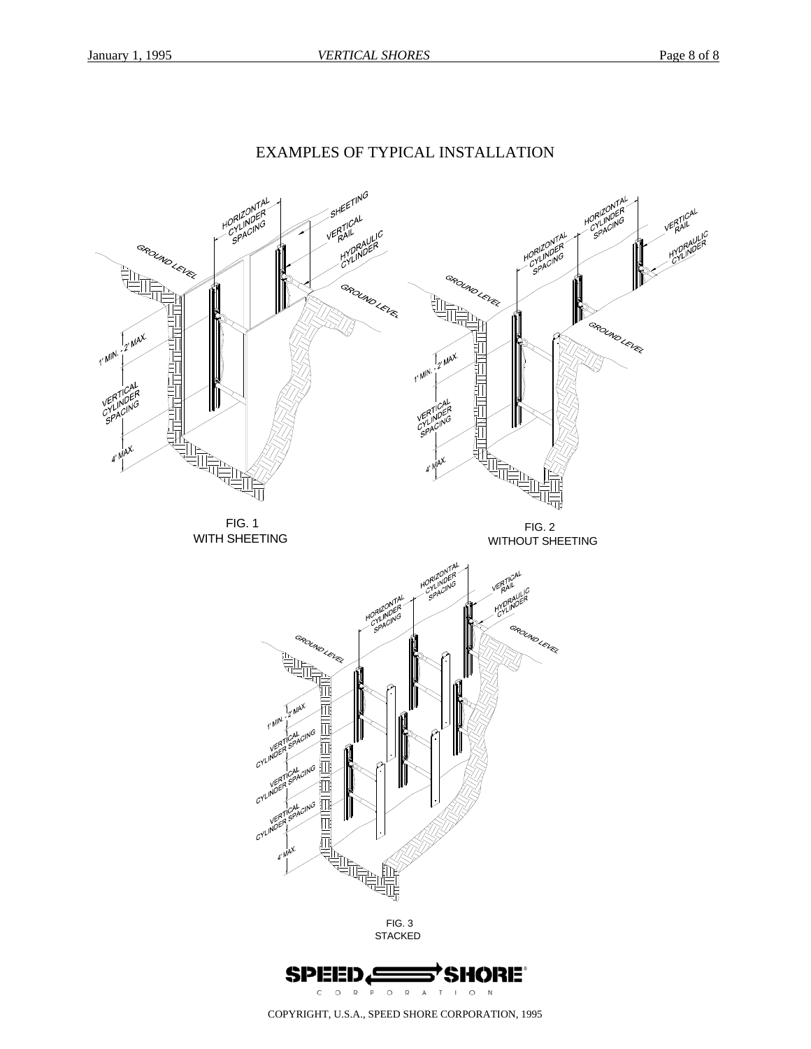# EXAMPLES OF TYPICAL INSTALLATION

HORIZONTAL CYLINDER SPACING
SHEETING
VERTICAL RAIL
HYDRAULIC CYLINDER
GROUND LEVEL
GROUND LEVEL
1' MIN. - 2' MAX.
VERTICAL CYLINDER SPACING
4' MAX.

FIG. 1
WITH SHEETING

HORIZONTAL CYLINDER SPACING
HORIZONTAL CYLINDER SPACING
VERTICAL RAIL
HYDRAULIC CYLINDER
GROUND LEVEL
GROUND LEVEL
1' MIN. - 2' MAX.
VERTICAL CYLINDER SPACING
4' MAX.

FIG. 2
WITHOUT SHEETING

HORIZONTAL CYLINDER SPACING
HORIZONTAL CYLINDER SPACING
VERTICAL RAIL
HYDRAULIC CYLINDER
GROUND LEVEL
GROUND LEVEL
1' MIN. - 2' MAX.
VERTICAL CYLINDER SPACING
VERTICAL CYLINDER SPACING
VERTICAL CYLINDER SPACING
4' MAX.

FIG. 3
STACKED

SPEED SHORE®
CORPORATION

COPYRIGHT, U.S.A., SPEED SHORE CORPORATION, 1995